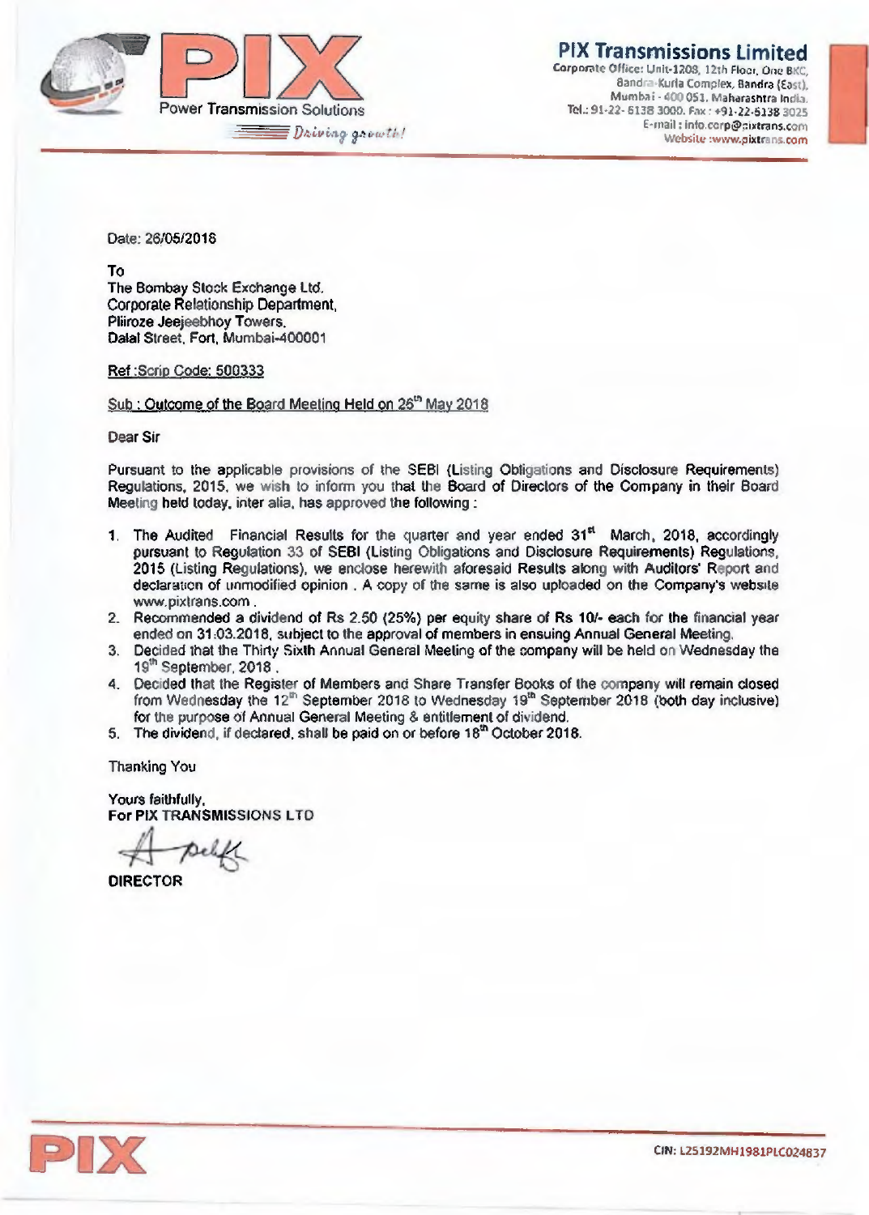**PIX Transmissions Limited**
Corporate Office: Unit-1208, 12th Floor, One BKC, Bandra-Kurla Complex, Bandra (East), Mumbai - 400 051, Maharashtra India.
Tel.: 91-22-6138 3000. Fax: +91-22-6138 3025
E-mail: info.corp@pixtrans.com
Website: www.pixtrans.com

Power Transmission Solutions

*Driving growth!*

Date: 26/05/2018

To
The Bombay Stock Exchange Ltd.
Corporate Relationship Department,
Pliiroze Jeejeebhoy Towers,
Dalal Street, Fort, Mumbai-400001

Ref :Scrip Code: 500333

Sub : Outcome of the Board Meeting Held on 26th May 2018

Dear Sir

Pursuant to the applicable provisions of the SEBI (Listing Obligations and Disclosure Requirements) Regulations, 2015, we wish to inform you that the Board of Directors of the Company in their Board Meeting held today, inter alia, has approved the following :

1. The Audited Financial Results for the quarter and year ended 31st March, 2018, accordingly pursuant to Regulation 33 of SEBI (Listing Obligations and Disclosure Requirements) Regulations, 2015 (Listing Regulations), we enclose herewith aforesaid Results along with Auditors' Report and declaration of unmodified opinion . A copy of the same is also uploaded on the Company's website www.pixtrans.com .
2. Recommended a dividend of Rs 2.50 (25%) per equity share of Rs 10/- each for the financial year ended on 31.03.2018, subject to the approval of members in ensuing Annual General Meeting.
3. Decided that the Thirty Sixth Annual General Meeting of the company will be held on Wednesday the 19th September, 2018 .
4. Decided that the Register of Members and Share Transfer Books of the company will remain closed from Wednesday the 12th September 2018 to Wednesday 19th September 2018 (both day inclusive) for the purpose of Annual General Meeting & entitlement of dividend.
5. The dividend, if declared, shall be paid on or before 18th October 2018.

Thanking You

Yours faithfully,
**For PIX TRANSMISSIONS LTD**

**DIRECTOR**

CIN: L25192MH1981PLC024837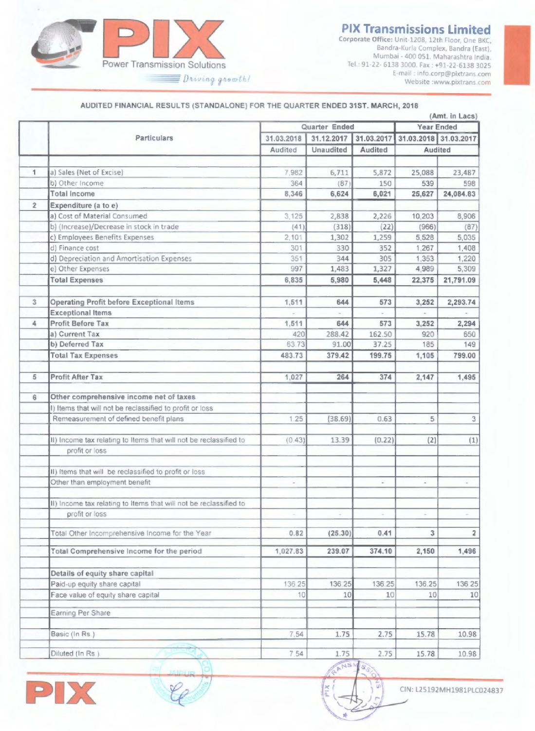**PIX** Power Transmission Solutions *Driving growth!*

## PIX Transmissions Limited

Corporate Office: Unit-1208, 12th Floor, One BKC, Bandra-Kurla Complex, Bandra (East), Mumbai - 400 051. Maharashtra India.
Tel.: 91-22- 6138 3000. Fax : +91-22-6138 3025
E-mail : info.corp@pixtrans.com
Website :www.pixtrans.com

### AUDITED FINANCIAL RESULTS (STANDALONE) FOR THE QUARTER ENDED 31ST. MARCH, 2018

(Amt. in Lacs)

| | Particulars | Quarter Ended | | | Year Ended | |
|---|---|---|---|---|---|---|
| | | 31.03.2018 | 31.12.2017 | 31.03.2017 | 31.03.2018 | 31.03.2017 |
| | | Audited | Unaudited | Audited | Audited | |
| 1 | a) Sales (Net of Excise) | 7,982 | 6,711 | 5,872 | 25,088 | 23,487 |
| | b) Other Income | 364 | (87) | 150 | 539 | 598 |
| | **Total Income** | **8,346** | **6,624** | **6,021** | **25,627** | **24,084.83** |
| 2 | **Expenditure (a to e)** | | | | | |
| | a) Cost of Material Consumed | 3,125 | 2,838 | 2,226 | 10,203 | 8,906 |
| | b) (Increase)/Decrease in stock in trade | (41) | (318) | (22) | (966) | (87) |
| | c) Employees Benefits Expenses | 2,101 | 1,302 | 1,259 | 5,528 | 5,035 |
| | d) Finance cost | 301 | 330 | 352 | 1,267 | 1,408 |
| | d) Depreciation and Amortisation Expenses | 351 | 344 | 305 | 1,353 | 1,220 |
| | e) Other Expenses | 997 | 1,483 | 1,327 | 4,989 | 5,309 |
| | **Total Expenses** | **6,835** | **5,980** | **5,448** | **22,375** | **21,791.09** |
| 3 | **Operating Profit before Exceptional Items** | **1,511** | **644** | **573** | **3,252** | **2,293.74** |
| | **Exceptional Items** | - | - | - | - | - |
| 4 | **Profit Before Tax** | **1,511** | **644** | **573** | **3,252** | **2,294** |
| | **a) Current Tax** | 420 | 288.42 | 162.50 | 920 | 650 |
| | **b) Deferred Tax** | 63.73 | 91.00 | 37.25 | 185 | 149 |
| | **Total Tax Expenses** | **483.73** | **379.42** | **199.75** | **1,105** | **799.00** |
| 5 | **Profit After Tax** | **1,027** | **264** | **374** | **2,147** | **1,495** |
| 6 | **Other comprehensive income net of taxes** | | | | | |
| | I) Items that will not be reclassified to profit or loss | | | | | |
| | Remeasurement of defined benefit plans | 1.25 | (38.69) | 0.63 | 5 | 3 |
| | II) Income tax relating to Items that will not be reclassified to profit or loss | (0.43) | 13.39 | (0.22) | (2) | (1) |
| | II) Items that will be reclassified to profit or loss | | | | | |
| | Other than employment benefit | - | | - | - | - |
| | II) Income tax relating to Items that will not be reclassified to profit or loss | - | - | - | - | - |
| | Total Other Incomprehensive Income for the Year | 0.82 | (25.30) | 0.41 | 3 | 2 |
| | Total Comprehensive Income for the period | 1,027.83 | 239.07 | 374.10 | 2,150 | 1,496 |
| | **Details of equity share capital** | | | | | |
| | Paid-up equity share capital | 136.25 | 136.25 | 136.25 | 136.25 | 136.25 |
| | Face value of equity share capital | 10 | 10 | 10 | 10 | 10 |
| | Earning Per Share | | | | | |
| | Basic (In Rs.) | 7.54 | 1.75 | 2.75 | 15.78 | 10.98 |
| | Diluted (In Rs.) | 7.54 | 1.75 | 2.75 | 15.78 | 10.98 |

CIN: L25192MH1981PLC024837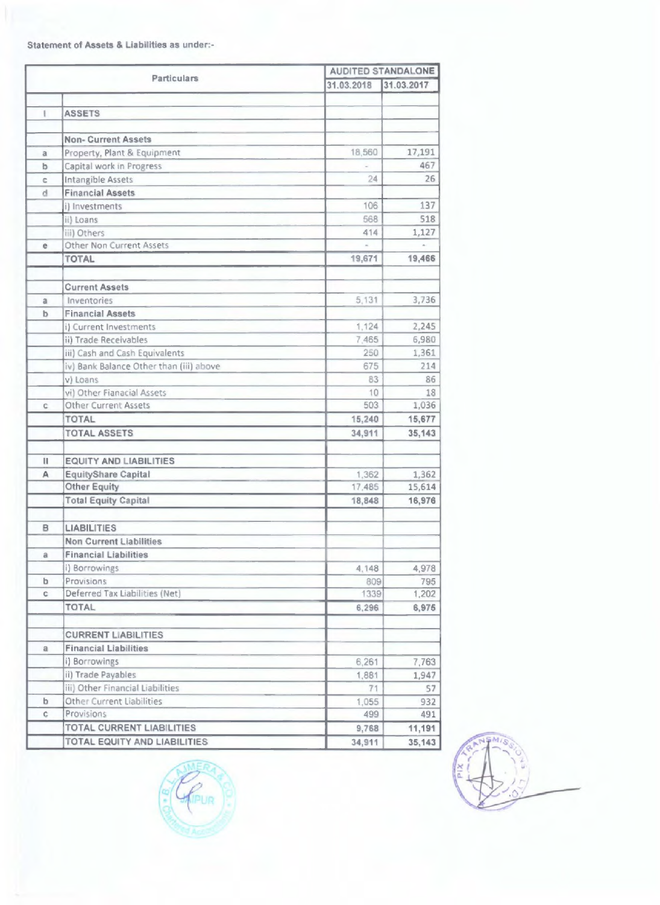Statement of Assets & Liabilities as under:-

| | Particulars | AUDITED STANDALONE | |
|---|---|---|---|
| | | 31.03.2018 | 31.03.2017 |
| | | | |
| I | **ASSETS** | | |
| | | | |
| | **Non- Current Assets** | | |
| a | Property, Plant & Equipment | 18,560 | 17,191 |
| b | Capital work in Progress | - | 467 |
| c | Intangible Assets | 24 | 26 |
| d | **Financial Assets** | | |
| | i) Investments | 106 | 137 |
| | ii) Loans | 568 | 518 |
| | iii) Others | 414 | 1,127 |
| e | Other Non Current Assets | - | - |
| | **TOTAL** | **19,671** | **19,466** |
| | | | |
| | **Current Assets** | | |
| a | Inventories | 5,131 | 3,736 |
| b | **Financial Assets** | | |
| | i) Current Investments | 1,124 | 2,245 |
| | ii) Trade Receivables | 7,465 | 6,980 |
| | iii) Cash and Cash Equivalents | 250 | 1,361 |
| | iv) Bank Balance Other than (iii) above | 675 | 214 |
| | v) Loans | 83 | 86 |
| | vi) Other Fianacial Assets | 10 | 18 |
| c | Other Current Assets | 503 | 1,036 |
| | **TOTAL** | **15,240** | **15,677** |
| | **TOTAL ASSETS** | **34,911** | **35,143** |
| | | | |
| II | **EQUITY AND LIABILITIES** | | |
| A | **EquityShare Capital** | 1,362 | 1,362 |
| | **Other Equity** | 17,485 | 15,614 |
| | **Total Equity Capital** | **18,848** | **16,976** |
| | | | |
| B | **LIABILITIES** | | |
| | **Non Current Liabilities** | | |
| a | **Financial Liabilities** | | |
| | i) Borrowings | 4,148 | 4,978 |
| b | Provisions | 809 | 795 |
| c | Deferred Tax Liabilities (Net) | 1339 | 1,202 |
| | **TOTAL** | **6,296** | **6,975** |
| | | | |
| | **CURRENT LIABILITIES** | | |
| a | **Financial Liabilities** | | |
| | i) Borrowings | 6,261 | 7,763 |
| | ii) Trade Payables | 1,881 | 1,947 |
| | iii) Other Financial Liabilities | 71 | 57 |
| b | Other Current Liabilities | 1,055 | 932 |
| c | Provisions | 499 | 491 |
| | **TOTAL CURRENT LIABILITIES** | **9,768** | **11,191** |
| | **TOTAL EQUITY AND LIABILITIES** | **34,911** | **35,143** |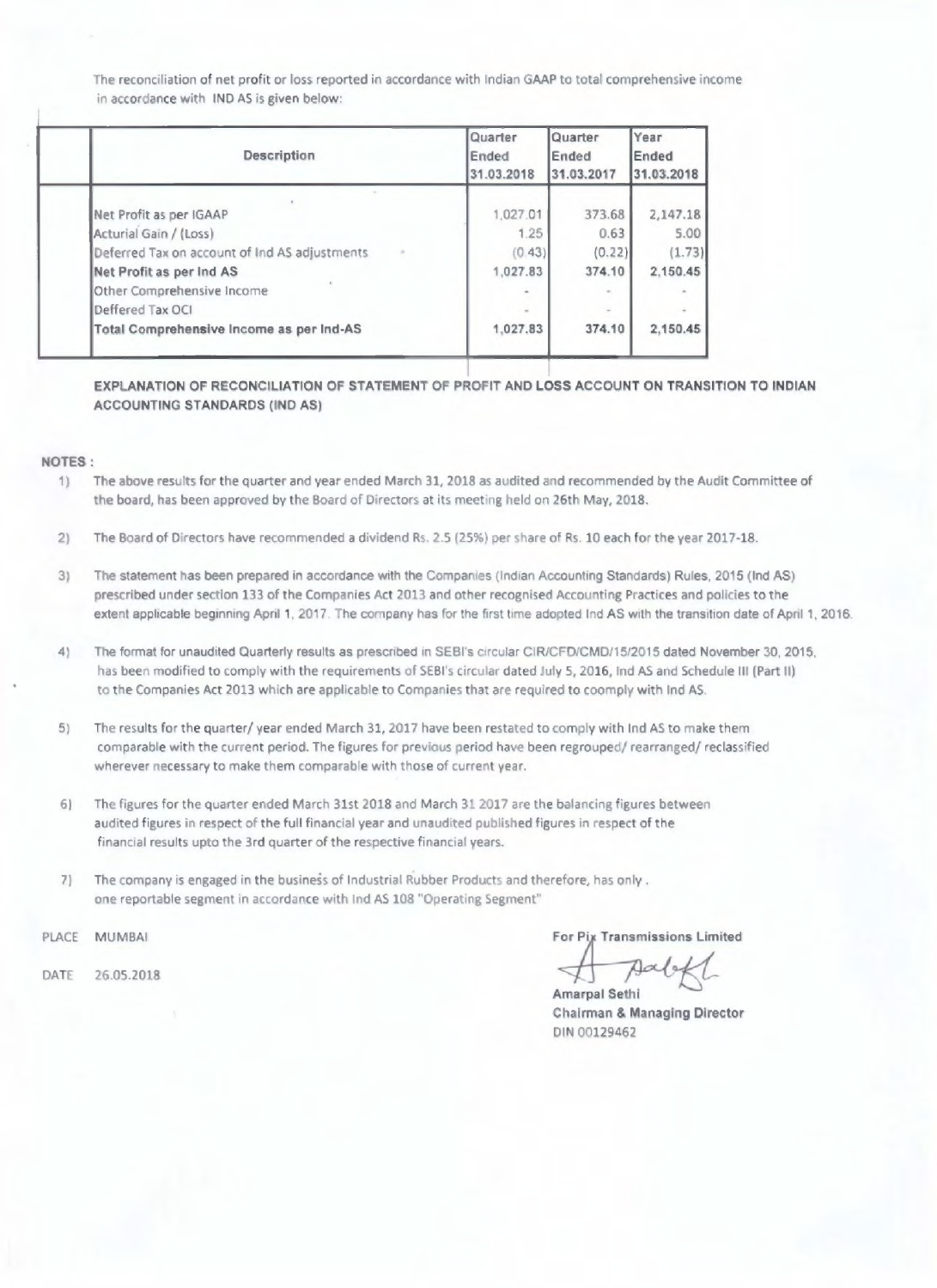The reconciliation of net profit or loss reported in accordance with Indian GAAP to total comprehensive income in accordance with IND AS is given below:

| | Description | Quarter Ended 31.03.2018 | Quarter Ended 31.03.2017 | Year Ended 31.03.2018 |
|---|---|---|---|---|
| | Net Profit as per IGAAP | 1,027.01 | 373.68 | 2,147.18 |
| | Acturial Gain / (Loss) | 1.25 | 0.63 | 5.00 |
| | Deferred Tax on account of Ind AS adjustments | (0.43) | (0.22) | (1.73) |
| | **Net Profit as per Ind AS** | 1,027.83 | 374.10 | 2,150.45 |
| | Other Comprehensive Income | - | - | - |
| | Deffered Tax OCI | - | - | - |
| | **Total Comprehensive Income as per Ind-AS** | 1,027.83 | 374.10 | 2,150.45 |

**EXPLANATION OF RECONCILIATION OF STATEMENT OF PROFIT AND LOSS ACCOUNT ON TRANSITION TO INDIAN ACCOUNTING STANDARDS (IND AS)**

**NOTES :**

1) The above results for the quarter and year ended March 31, 2018 as audited and recommended by the Audit Committee of the board, has been approved by the Board of Directors at its meeting held on 26th May, 2018.

2) The Board of Directors have recommended a dividend Rs. 2.5 (25%) per share of Rs. 10 each for the year 2017-18.

3) The statement has been prepared in accordance with the Companies (Indian Accounting Standards) Rules, 2015 (Ind AS) prescribed under section 133 of the Companies Act 2013 and other recognised Accounting Practices and policies to the extent applicable beginning April 1, 2017. The company has for the first time adopted Ind AS with the transition date of April 1, 2016.

4) The format for unaudited Quarterly results as prescribed in SEBI's circular CIR/CFD/CMD/15/2015 dated November 30, 2015, has been modified to comply with the requirements of SEBI's circular dated July 5, 2016, Ind AS and Schedule III (Part II) to the Companies Act 2013 which are applicable to Companies that are required to coomply with Ind AS.

5) The results for the quarter/ year ended March 31, 2017 have been restated to comply with Ind AS to make them comparable with the current period. The figures for previous period have been regrouped/ rearranged/ reclassified wherever necessary to make them comparable with those of current year.

6) The figures for the quarter ended March 31st 2018 and March 31 2017 are the balancing figures between audited figures in respect of the full financial year and unaudited published figures in respect of the financial results upto the 3rd quarter of the respective financial years.

7) The company is engaged in the business of Industrial Rubber Products and therefore, has only . one reportable segment in accordance with Ind AS 108 "Operating Segment"

PLACE MUMBAI

DATE 26.05.2018

For Pix Transmissions Limited

Amarpal Sethi
Chairman & Managing Director
DIN 00129462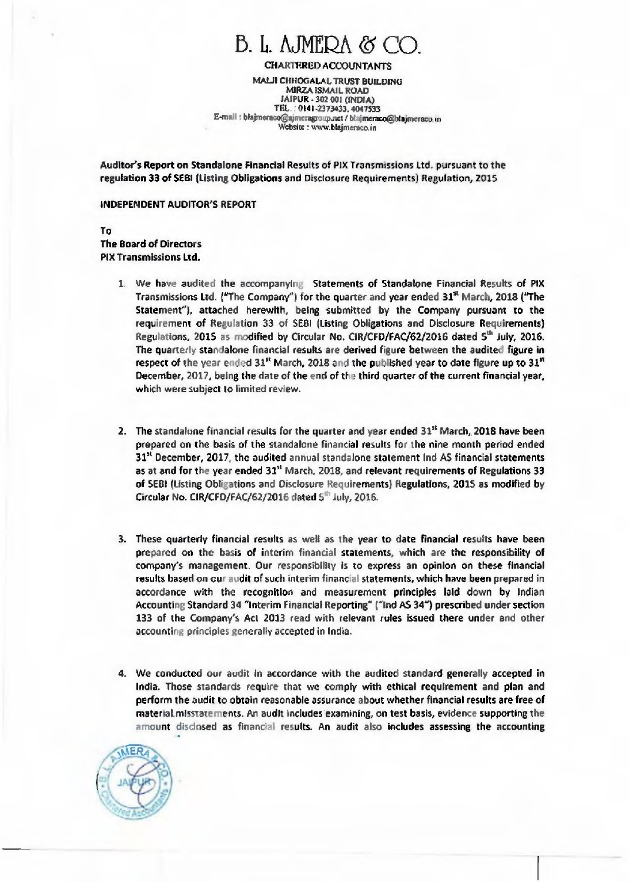# B. L. AJMERA & CO.

**CHARTERED ACCOUNTANTS**

MALJI CHHOGALAL TRUST BUILDING
MIRZA ISMAIL ROAD
JAIPUR - 302 001 (INDIA)
TEL. : 0141-2373433, 4047533
E-mail : blajmeraco@ajmeragroup.net / blajmeraco@blajmeraco.in
Website : www.blajmeraco.in

**Auditor's Report on Standalone Financial Results of PIX Transmissions Ltd. pursuant to the regulation 33 of SEBI (Listing Obligations and Disclosure Requirements) Regulation, 2015**

**INDEPENDENT AUDITOR'S REPORT**

**To**
**The Board of Directors**
**PIX Transmissions Ltd.**

1. We have audited the accompanying Statements of Standalone Financial Results of PIX Transmissions Ltd. ("The Company") for the quarter and year ended 31st March, 2018 ("The Statement"), attached herewith, being submitted by the Company pursuant to the requirement of Regulation 33 of SEBI (Listing Obligations and Disclosure Requirements) Regulations, 2015 as modified by Circular No. CIR/CFD/FAC/62/2016 dated 5th July, 2016. The quarterly standalone financial results are derived figure between the audited figure in respect of the year ended 31st March, 2018 and the published year to date figure up to 31st December, 2017, being the date of the end of the third quarter of the current financial year, which were subject to limited review.

2. The standalone financial results for the quarter and year ended 31st March, 2018 have been prepared on the basis of the standalone financial results for the nine month period ended 31st December, 2017, the audited annual standalone statement Ind AS financial statements as at and for the year ended 31st March, 2018, and relevant requirements of Regulations 33 of SEBI (Listing Obligations and Disclosure Requirements) Regulations, 2015 as modified by Circular No. CIR/CFD/FAC/62/2016 dated 5th July, 2016.

3. These quarterly financial results as well as the year to date financial results have been prepared on the basis of interim financial statements, which are the responsibility of company's management. Our responsibility is to express an opinion on these financial results based on our audit of such interim financial statements, which have been prepared in accordance with the recognition and measurement principles laid down by Indian Accounting Standard 34 "Interim Financial Reporting" ("Ind AS 34") prescribed under section 133 of the Company's Act 2013 read with relevant rules issued there under and other accounting principles generally accepted in India.

4. We conducted our audit in accordance with the audited standard generally accepted in India. Those standards require that we comply with ethical requirement and plan and perform the audit to obtain reasonable assurance about whether financial results are free of material misstatements. An audit includes examining, on test basis, evidence supporting the amount disclosed as financial results. An audit also includes assessing the accounting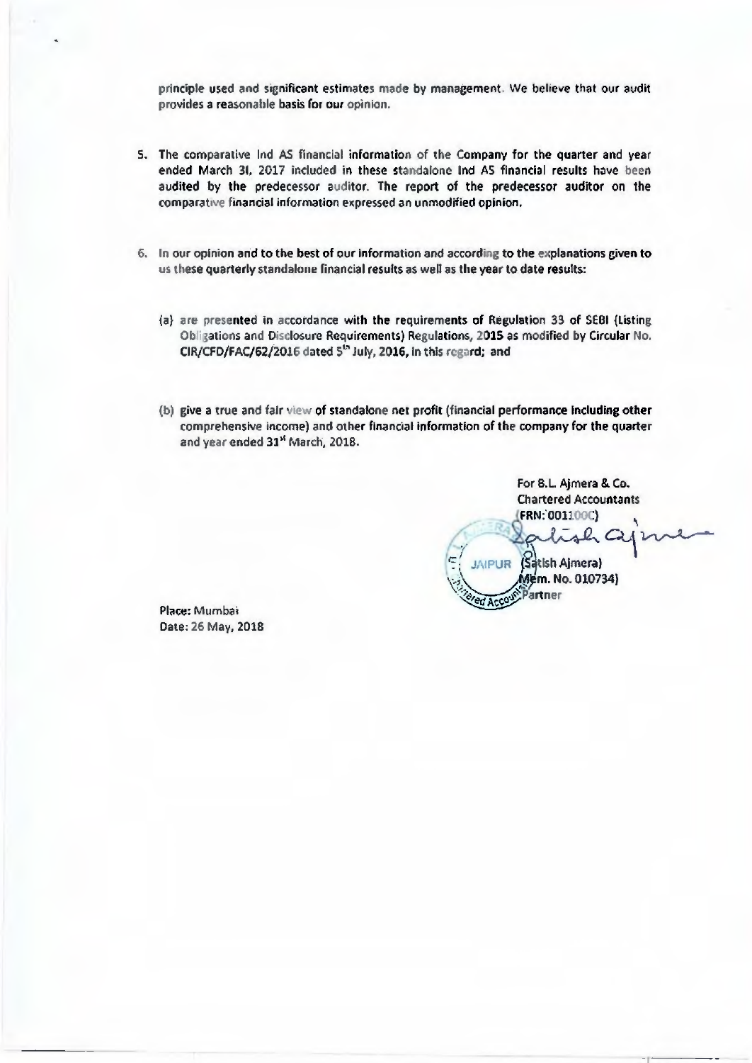principle used and significant estimates made by management. We believe that our audit provides a reasonable basis for our opinion.

5. The comparative Ind AS financial information of the Company for the quarter and year ended March 31, 2017 included in these standalone Ind AS financial results have been audited by the predecessor auditor. The report of the predecessor auditor on the comparative financial information expressed an unmodified opinion.

6. In our opinion and to the best of our information and according to the explanations given to us these quarterly standalone financial results as well as the year to date results:

   (a) are presented in accordance with the requirements of Regulation 33 of SEBI (Listing Obligations and Disclosure Requirements) Regulations, 2015 as modified by Circular No. CIR/CFD/FAC/62/2016 dated 5th July, 2016, in this regard; and

   (b) give a true and fair view of standalone net profit (financial performance including other comprehensive income) and other financial information of the company for the quarter and year ended 31st March, 2018.

For B.L. Ajmera & Co.
Chartered Accountants
(FRN: 001100C)

(Satish Ajmera)
Mem. No. 010734)
Partner

Place: Mumbai
Date: 26 May, 2018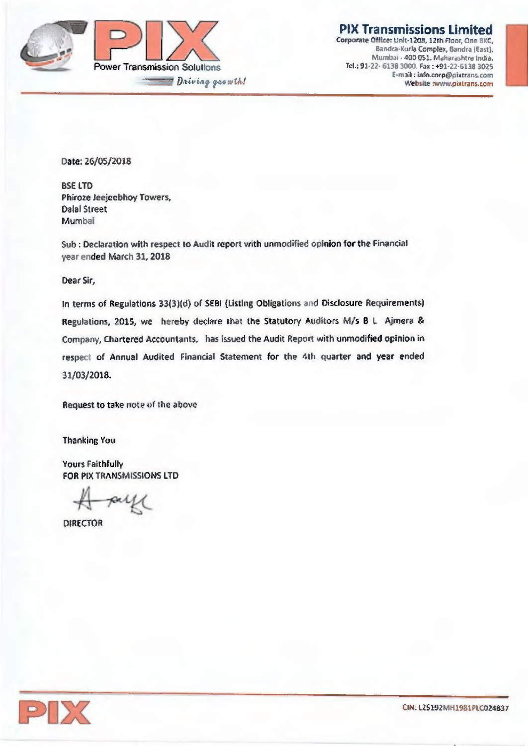**PIX Transmissions Limited**

Corporate Office: Unit-1208, 12th Floor, One BKC, Bandra-Kurla Complex, Bandra (East), Mumbai - 400 051. Maharashtra India.
Tel.: 91-22- 6138 3000. Fax : +91-22-6138 3025
E-mail : info.corp@pixtrans.com
Website :www.pixtrans.com

Power Transmission Solutions

*Driving growth!*

Date: 26/05/2018

BSE LTD
Phiroze Jeejeebhoy Towers,
Dalal Street
Mumbai

**Sub : Declaration with respect to Audit report with unmodified opinion for the Financial year ended March 31, 2018**

Dear Sir,

In terms of Regulations 33(3)(d) of SEBI (Listing Obligations and Disclosure Requirements) Regulations, 2015, we hereby declare that the Statutory Auditors M/s B L Ajmera & Company, Chartered Accountants, has issued the Audit Report with unmodified opinion in respect of Annual Audited Financial Statement for the 4th quarter and year ended 31/03/2018.

Request to take note of the above

Thanking You

Yours Faithfully
FOR PIX TRANSMISSIONS LTD

DIRECTOR

CIN: L25192MH1981PLC024837